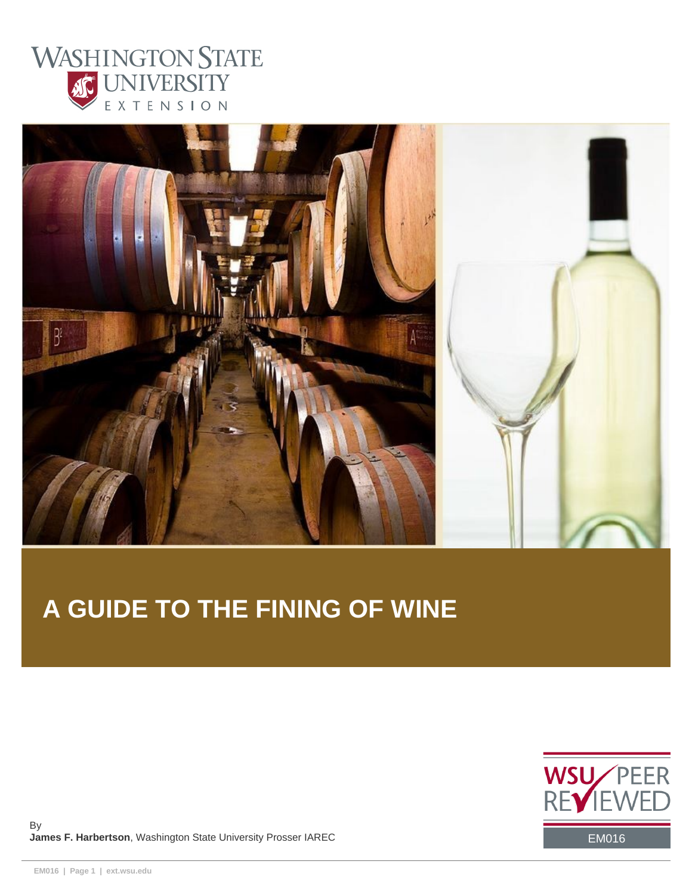# A GUIDE TO THE FINING OF WINE

By
**James F. Harbertson**, Washington State University Prosser IAREC

WSU PEER REVIEWED

EM016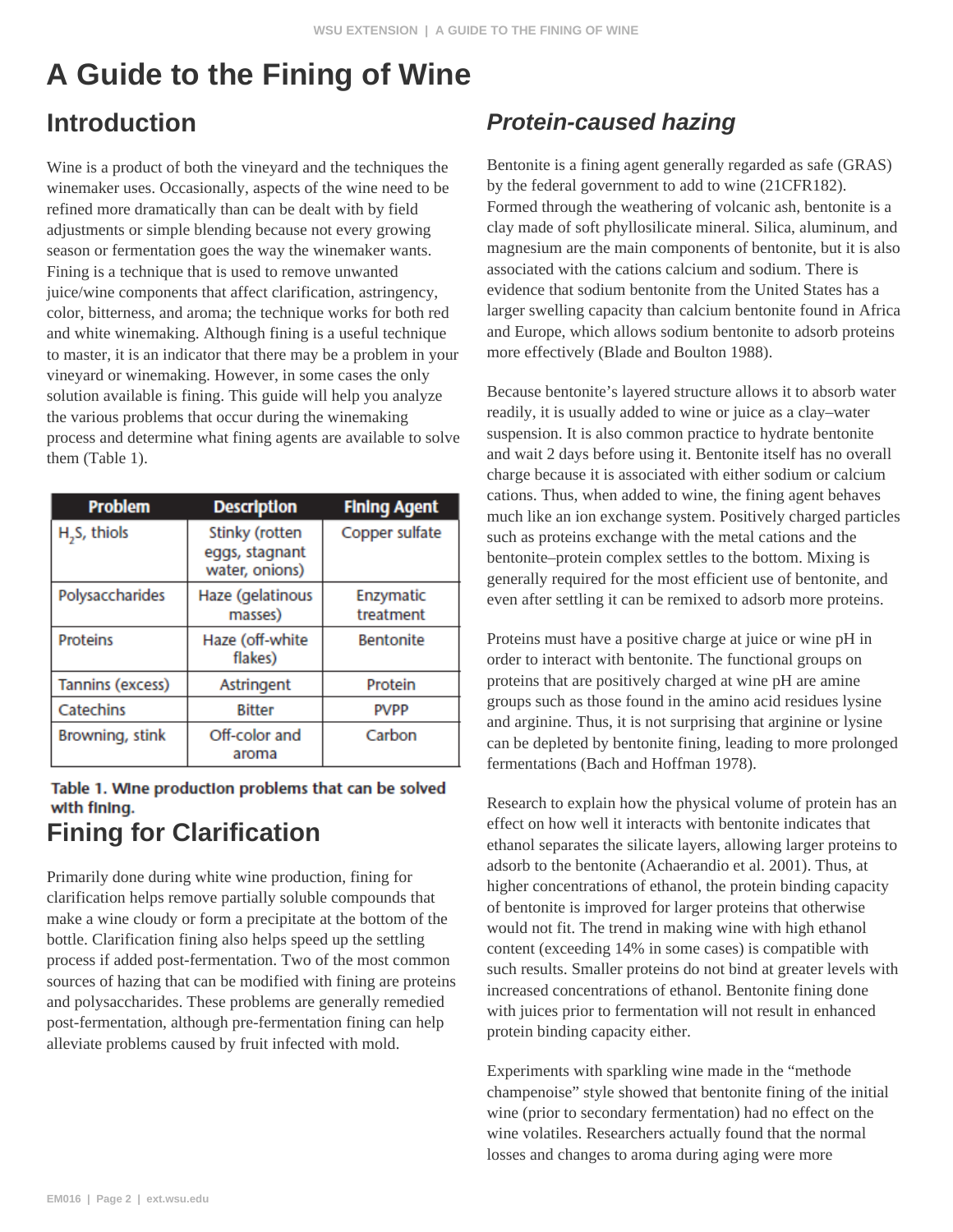# A Guide to the Fining of Wine

## Introduction

Wine is a product of both the vineyard and the techniques the winemaker uses. Occasionally, aspects of the wine need to be refined more dramatically than can be dealt with by field adjustments or simple blending because not every growing season or fermentation goes the way the winemaker wants. Fining is a technique that is used to remove unwanted juice/wine components that affect clarification, astringency, color, bitterness, and aroma; the technique works for both red and white winemaking. Although fining is a useful technique to master, it is an indicator that there may be a problem in your vineyard or winemaking. However, in some cases the only solution available is fining. This guide will help you analyze the various problems that occur during the winemaking process and determine what fining agents are available to solve them (Table 1).

| Problem | Description | Fining Agent |
|---|---|---|
| $H_2S$, thiols | Stinky (rotten eggs, stagnant water, onions) | Copper sulfate |
| Polysaccharides | Haze (gelatinous masses) | Enzymatic treatment |
| Proteins | Haze (off-white flakes) | Bentonite |
| Tannins (excess) | Astringent | Protein |
| Catechins | Bitter | PVPP |
| Browning, stink | Off-color and aroma | Carbon |

**Table 1. Wine production problems that can be solved with fining.**

## Fining for Clarification

Primarily done during white wine production, fining for clarification helps remove partially soluble compounds that make a wine cloudy or form a precipitate at the bottom of the bottle. Clarification fining also helps speed up the settling process if added post-fermentation. Two of the most common sources of hazing that can be modified with fining are proteins and polysaccharides. These problems are generally remedied post-fermentation, although pre-fermentation fining can help alleviate problems caused by fruit infected with mold.

### *Protein-caused hazing*

Bentonite is a fining agent generally regarded as safe (GRAS) by the federal government to add to wine (21CFR182). Formed through the weathering of volcanic ash, bentonite is a clay made of soft phyllosilicate mineral. Silica, aluminum, and magnesium are the main components of bentonite, but it is also associated with the cations calcium and sodium. There is evidence that sodium bentonite from the United States has a larger swelling capacity than calcium bentonite found in Africa and Europe, which allows sodium bentonite to adsorb proteins more effectively (Blade and Boulton 1988).

Because bentonite's layered structure allows it to absorb water readily, it is usually added to wine or juice as a clay–water suspension. It is also common practice to hydrate bentonite and wait 2 days before using it. Bentonite itself has no overall charge because it is associated with either sodium or calcium cations. Thus, when added to wine, the fining agent behaves much like an ion exchange system. Positively charged particles such as proteins exchange with the metal cations and the bentonite–protein complex settles to the bottom. Mixing is generally required for the most efficient use of bentonite, and even after settling it can be remixed to adsorb more proteins.

Proteins must have a positive charge at juice or wine pH in order to interact with bentonite. The functional groups on proteins that are positively charged at wine pH are amine groups such as those found in the amino acid residues lysine and arginine. Thus, it is not surprising that arginine or lysine can be depleted by bentonite fining, leading to more prolonged fermentations (Bach and Hoffman 1978).

Research to explain how the physical volume of protein has an effect on how well it interacts with bentonite indicates that ethanol separates the silicate layers, allowing larger proteins to adsorb to the bentonite (Achaerandio et al. 2001). Thus, at higher concentrations of ethanol, the protein binding capacity of bentonite is improved for larger proteins that otherwise would not fit. The trend in making wine with high ethanol content (exceeding 14% in some cases) is compatible with such results. Smaller proteins do not bind at greater levels with increased concentrations of ethanol. Bentonite fining done with juices prior to fermentation will not result in enhanced protein binding capacity either.

Experiments with sparkling wine made in the "methode champenoise" style showed that bentonite fining of the initial wine (prior to secondary fermentation) had no effect on the wine volatiles. Researchers actually found that the normal losses and changes to aroma during aging were more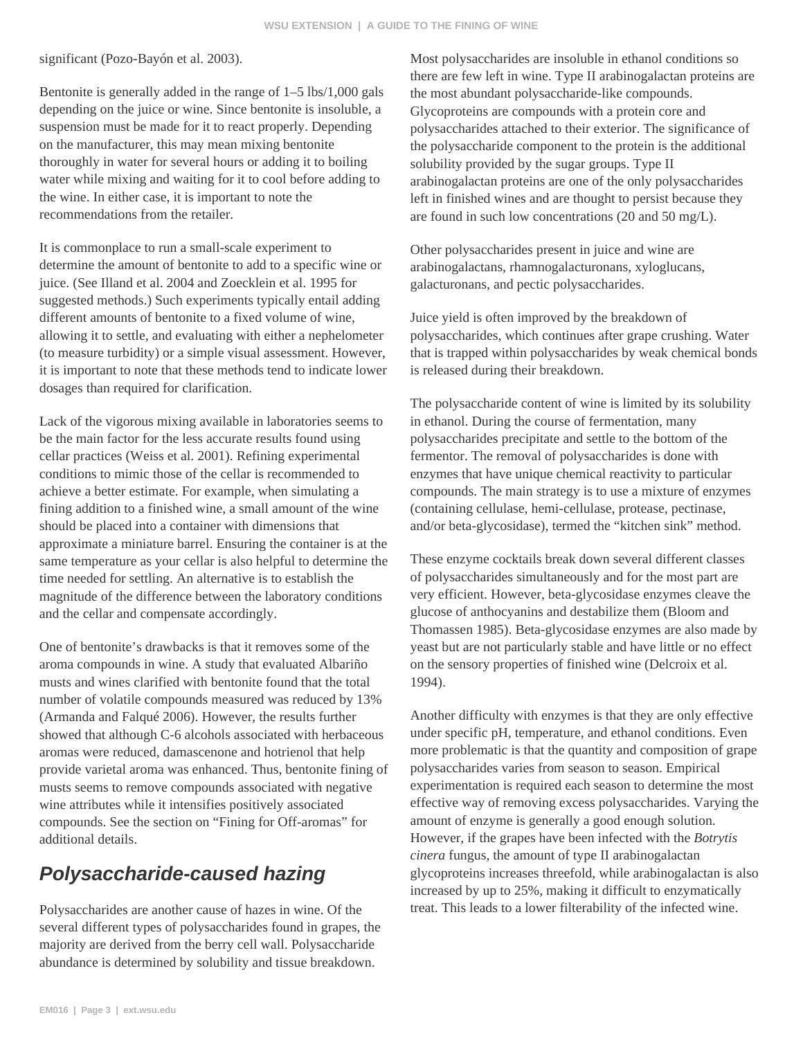significant (Pozo-Bayón et al. 2003).

Bentonite is generally added in the range of 1–5 lbs/1,000 gals depending on the juice or wine. Since bentonite is insoluble, a suspension must be made for it to react properly. Depending on the manufacturer, this may mean mixing bentonite thoroughly in water for several hours or adding it to boiling water while mixing and waiting for it to cool before adding to the wine. In either case, it is important to note the recommendations from the retailer.

It is commonplace to run a small-scale experiment to determine the amount of bentonite to add to a specific wine or juice. (See Illand et al. 2004 and Zoecklein et al. 1995 for suggested methods.) Such experiments typically entail adding different amounts of bentonite to a fixed volume of wine, allowing it to settle, and evaluating with either a nephelometer (to measure turbidity) or a simple visual assessment. However, it is important to note that these methods tend to indicate lower dosages than required for clarification.

Lack of the vigorous mixing available in laboratories seems to be the main factor for the less accurate results found using cellar practices (Weiss et al. 2001). Refining experimental conditions to mimic those of the cellar is recommended to achieve a better estimate. For example, when simulating a fining addition to a finished wine, a small amount of the wine should be placed into a container with dimensions that approximate a miniature barrel. Ensuring the container is at the same temperature as your cellar is also helpful to determine the time needed for settling. An alternative is to establish the magnitude of the difference between the laboratory conditions and the cellar and compensate accordingly.

One of bentonite's drawbacks is that it removes some of the aroma compounds in wine. A study that evaluated Albariño musts and wines clarified with bentonite found that the total number of volatile compounds measured was reduced by 13% (Armanda and Falqué 2006). However, the results further showed that although C-6 alcohols associated with herbaceous aromas were reduced, damascenone and hotrienol that help provide varietal aroma was enhanced. Thus, bentonite fining of musts seems to remove compounds associated with negative wine attributes while it intensifies positively associated compounds. See the section on "Fining for Off-aromas" for additional details.

## Polysaccharide-caused hazing

Polysaccharides are another cause of hazes in wine. Of the several different types of polysaccharides found in grapes, the majority are derived from the berry cell wall. Polysaccharide abundance is determined by solubility and tissue breakdown. Most polysaccharides are insoluble in ethanol conditions so there are few left in wine. Type II arabinogalactan proteins are the most abundant polysaccharide-like compounds. Glycoproteins are compounds with a protein core and polysaccharides attached to their exterior. The significance of the polysaccharide component to the protein is the additional solubility provided by the sugar groups. Type II arabinogalactan proteins are one of the only polysaccharides left in finished wines and are thought to persist because they are found in such low concentrations (20 and 50 mg/L).

Other polysaccharides present in juice and wine are arabinogalactans, rhamnogalacturonans, xyloglucans, galacturonans, and pectic polysaccharides.

Juice yield is often improved by the breakdown of polysaccharides, which continues after grape crushing. Water that is trapped within polysaccharides by weak chemical bonds is released during their breakdown.

The polysaccharide content of wine is limited by its solubility in ethanol. During the course of fermentation, many polysaccharides precipitate and settle to the bottom of the fermentor. The removal of polysaccharides is done with enzymes that have unique chemical reactivity to particular compounds. The main strategy is to use a mixture of enzymes (containing cellulase, hemi-cellulase, protease, pectinase, and/or beta-glycosidase), termed the "kitchen sink" method.

These enzyme cocktails break down several different classes of polysaccharides simultaneously and for the most part are very efficient. However, beta-glycosidase enzymes cleave the glucose of anthocyanins and destabilize them (Bloom and Thomassen 1985). Beta-glycosidase enzymes are also made by yeast but are not particularly stable and have little or no effect on the sensory properties of finished wine (Delcroix et al. 1994).

Another difficulty with enzymes is that they are only effective under specific pH, temperature, and ethanol conditions. Even more problematic is that the quantity and composition of grape polysaccharides varies from season to season. Empirical experimentation is required each season to determine the most effective way of removing excess polysaccharides. Varying the amount of enzyme is generally a good enough solution. However, if the grapes have been infected with the *Botrytis cinera* fungus, the amount of type II arabinogalactan glycoproteins increases threefold, while arabinogalactan is also increased by up to 25%, making it difficult to enzymatically treat. This leads to a lower filterability of the infected wine.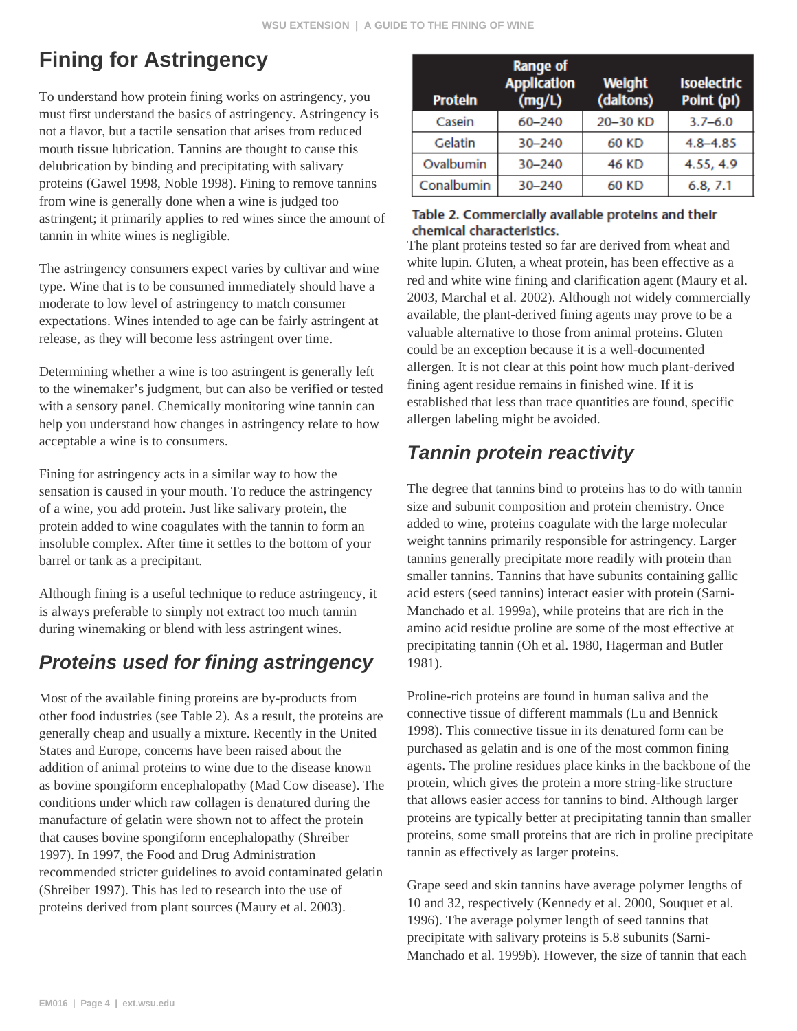## Fining for Astringency

To understand how protein fining works on astringency, you must first understand the basics of astringency. Astringency is not a flavor, but a tactile sensation that arises from reduced mouth tissue lubrication. Tannins are thought to cause this delubrication by binding and precipitating with salivary proteins (Gawel 1998, Noble 1998). Fining to remove tannins from wine is generally done when a wine is judged too astringent; it primarily applies to red wines since the amount of tannin in white wines is negligible.

The astringency consumers expect varies by cultivar and wine type. Wine that is to be consumed immediately should have a moderate to low level of astringency to match consumer expectations. Wines intended to age can be fairly astringent at release, as they will become less astringent over time.

Determining whether a wine is too astringent is generally left to the winemaker's judgment, but can also be verified or tested with a sensory panel. Chemically monitoring wine tannin can help you understand how changes in astringency relate to how acceptable a wine is to consumers.

Fining for astringency acts in a similar way to how the sensation is caused in your mouth. To reduce the astringency of a wine, you add protein. Just like salivary protein, the protein added to wine coagulates with the tannin to form an insoluble complex. After time it settles to the bottom of your barrel or tank as a precipitant.

Although fining is a useful technique to reduce astringency, it is always preferable to simply not extract too much tannin during winemaking or blend with less astringent wines.

### *Proteins used for fining astringency*

Most of the available fining proteins are by-products from other food industries (see Table 2). As a result, the proteins are generally cheap and usually a mixture. Recently in the United States and Europe, concerns have been raised about the addition of animal proteins to wine due to the disease known as bovine spongiform encephalopathy (Mad Cow disease). The conditions under which raw collagen is denatured during the manufacture of gelatin were shown not to affect the protein that causes bovine spongiform encephalopathy (Shreiber 1997). In 1997, the Food and Drug Administration recommended stricter guidelines to avoid contaminated gelatin (Shreiber 1997). This has led to research into the use of proteins derived from plant sources (Maury et al. 2003).

| Protein | Range of Application (mg/L) | Weight (daltons) | Isoelectric Point (pI) |
|---|---|---|---|
| Casein | 60–240 | 20–30 KD | 3.7–6.0 |
| Gelatin | 30–240 | 60 KD | 4.8–4.85 |
| Ovalbumin | 30–240 | 46 KD | 4.55, 4.9 |
| Conalbumin | 30–240 | 60 KD | 6.8, 7.1 |

**Table 2. Commercially available proteins and their chemical characteristics.**

The plant proteins tested so far are derived from wheat and white lupin. Gluten, a wheat protein, has been effective as a red and white wine fining and clarification agent (Maury et al. 2003, Marchal et al. 2002). Although not widely commercially available, the plant-derived fining agents may prove to be a valuable alternative to those from animal proteins. Gluten could be an exception because it is a well-documented allergen. It is not clear at this point how much plant-derived fining agent residue remains in finished wine. If it is established that less than trace quantities are found, specific allergen labeling might be avoided.

### *Tannin protein reactivity*

The degree that tannins bind to proteins has to do with tannin size and subunit composition and protein chemistry. Once added to wine, proteins coagulate with the large molecular weight tannins primarily responsible for astringency. Larger tannins generally precipitate more readily with protein than smaller tannins. Tannins that have subunits containing gallic acid esters (seed tannins) interact easier with protein (Sarni-Manchado et al. 1999a), while proteins that are rich in the amino acid residue proline are some of the most effective at precipitating tannin (Oh et al. 1980, Hagerman and Butler 1981).

Proline-rich proteins are found in human saliva and the connective tissue of different mammals (Lu and Bennick 1998). This connective tissue in its denatured form can be purchased as gelatin and is one of the most common fining agents. The proline residues place kinks in the backbone of the protein, which gives the protein a more string-like structure that allows easier access for tannins to bind. Although larger proteins are typically better at precipitating tannin than smaller proteins, some small proteins that are rich in proline precipitate tannin as effectively as larger proteins.

Grape seed and skin tannins have average polymer lengths of 10 and 32, respectively (Kennedy et al. 2000, Souquet et al. 1996). The average polymer length of seed tannins that precipitate with salivary proteins is 5.8 subunits (Sarni-Manchado et al. 1999b). However, the size of tannin that each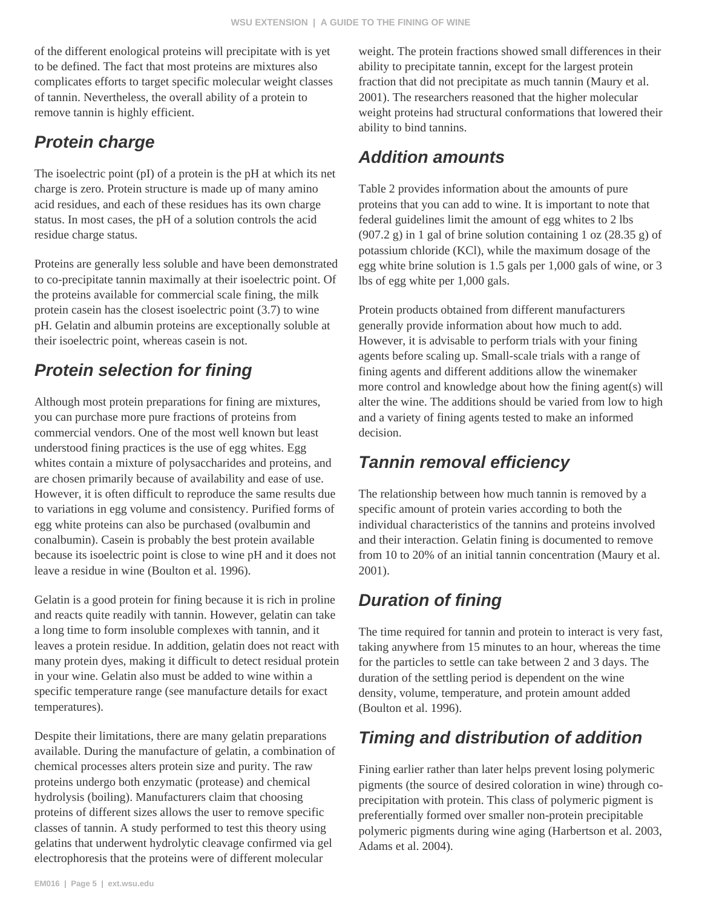of the different enological proteins will precipitate with is yet to be defined. The fact that most proteins are mixtures also complicates efforts to target specific molecular weight classes of tannin. Nevertheless, the overall ability of a protein to remove tannin is highly efficient.

## Protein charge

The isoelectric point (pI) of a protein is the pH at which its net charge is zero. Protein structure is made up of many amino acid residues, and each of these residues has its own charge status. In most cases, the pH of a solution controls the acid residue charge status.

Proteins are generally less soluble and have been demonstrated to co-precipitate tannin maximally at their isoelectric point. Of the proteins available for commercial scale fining, the milk protein casein has the closest isoelectric point (3.7) to wine pH. Gelatin and albumin proteins are exceptionally soluble at their isoelectric point, whereas casein is not.

## Protein selection for fining

Although most protein preparations for fining are mixtures, you can purchase more pure fractions of proteins from commercial vendors. One of the most well known but least understood fining practices is the use of egg whites. Egg whites contain a mixture of polysaccharides and proteins, and are chosen primarily because of availability and ease of use. However, it is often difficult to reproduce the same results due to variations in egg volume and consistency. Purified forms of egg white proteins can also be purchased (ovalbumin and conalbumin). Casein is probably the best protein available because its isoelectric point is close to wine pH and it does not leave a residue in wine (Boulton et al. 1996).

Gelatin is a good protein for fining because it is rich in proline and reacts quite readily with tannin. However, gelatin can take a long time to form insoluble complexes with tannin, and it leaves a protein residue. In addition, gelatin does not react with many protein dyes, making it difficult to detect residual protein in your wine. Gelatin also must be added to wine within a specific temperature range (see manufacture details for exact temperatures).

Despite their limitations, there are many gelatin preparations available. During the manufacture of gelatin, a combination of chemical processes alters protein size and purity. The raw proteins undergo both enzymatic (protease) and chemical hydrolysis (boiling). Manufacturers claim that choosing proteins of different sizes allows the user to remove specific classes of tannin. A study performed to test this theory using gelatins that underwent hydrolytic cleavage confirmed via gel electrophoresis that the proteins were of different molecular weight. The protein fractions showed small differences in their ability to precipitate tannin, except for the largest protein fraction that did not precipitate as much tannin (Maury et al. 2001). The researchers reasoned that the higher molecular weight proteins had structural conformations that lowered their ability to bind tannins.

## Addition amounts

Table 2 provides information about the amounts of pure proteins that you can add to wine. It is important to note that federal guidelines limit the amount of egg whites to 2 lbs (907.2 g) in 1 gal of brine solution containing 1 oz (28.35 g) of potassium chloride (KCl), while the maximum dosage of the egg white brine solution is 1.5 gals per 1,000 gals of wine, or 3 lbs of egg white per 1,000 gals.

Protein products obtained from different manufacturers generally provide information about how much to add. However, it is advisable to perform trials with your fining agents before scaling up. Small-scale trials with a range of fining agents and different additions allow the winemaker more control and knowledge about how the fining agent(s) will alter the wine. The additions should be varied from low to high and a variety of fining agents tested to make an informed decision.

## Tannin removal efficiency

The relationship between how much tannin is removed by a specific amount of protein varies according to both the individual characteristics of the tannins and proteins involved and their interaction. Gelatin fining is documented to remove from 10 to 20% of an initial tannin concentration (Maury et al. 2001).

## Duration of fining

The time required for tannin and protein to interact is very fast, taking anywhere from 15 minutes to an hour, whereas the time for the particles to settle can take between 2 and 3 days. The duration of the settling period is dependent on the wine density, volume, temperature, and protein amount added (Boulton et al. 1996).

## Timing and distribution of addition

Fining earlier rather than later helps prevent losing polymeric pigments (the source of desired coloration in wine) through co-precipitation with protein. This class of polymeric pigment is preferentially formed over smaller non-protein precipitable polymeric pigments during wine aging (Harbertson et al. 2003, Adams et al. 2004).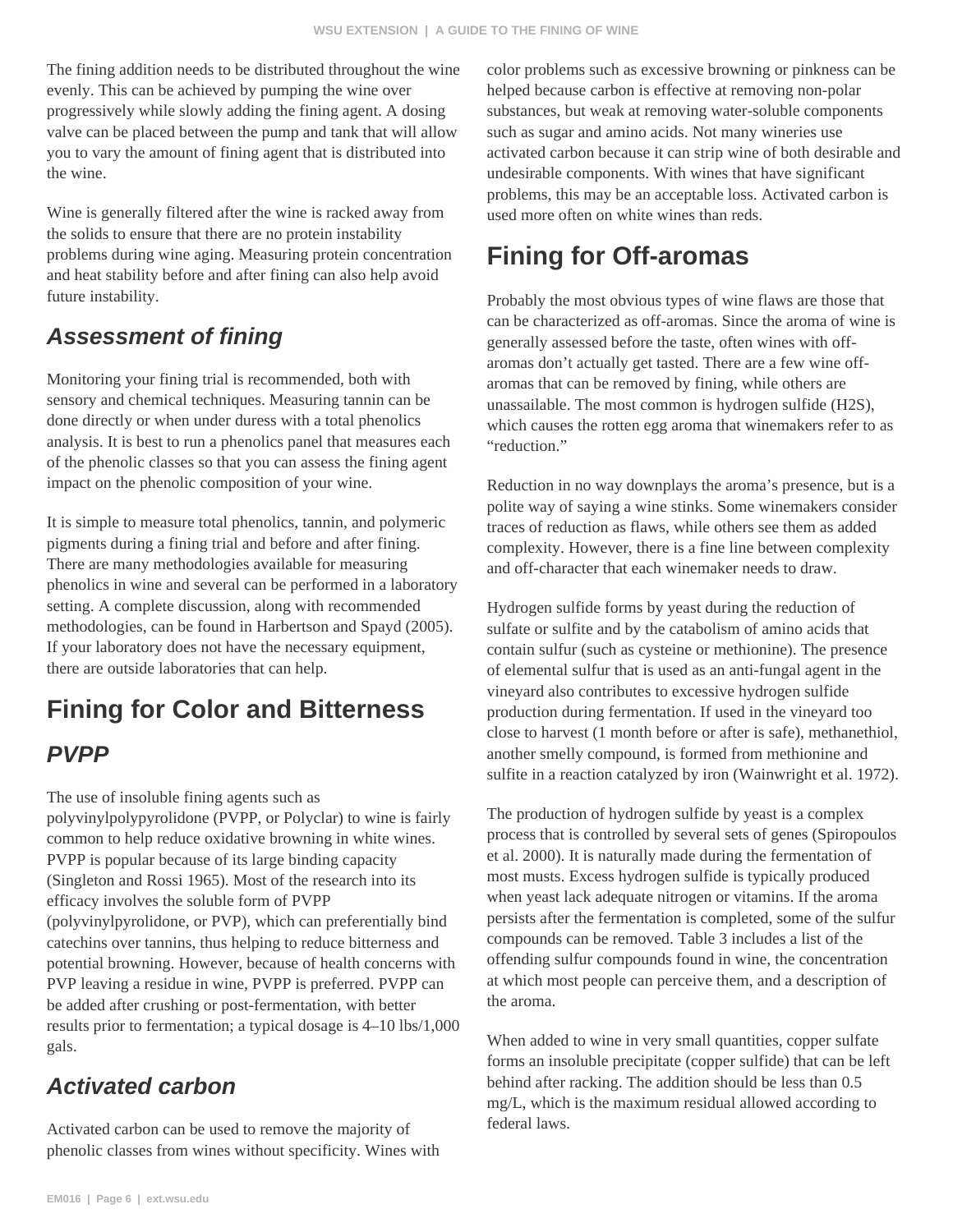The fining addition needs to be distributed throughout the wine evenly. This can be achieved by pumping the wine over progressively while slowly adding the fining agent. A dosing valve can be placed between the pump and tank that will allow you to vary the amount of fining agent that is distributed into the wine.

Wine is generally filtered after the wine is racked away from the solids to ensure that there are no protein instability problems during wine aging. Measuring protein concentration and heat stability before and after fining can also help avoid future instability.

### *Assessment of fining*

Monitoring your fining trial is recommended, both with sensory and chemical techniques. Measuring tannin can be done directly or when under duress with a total phenolics analysis. It is best to run a phenolics panel that measures each of the phenolic classes so that you can assess the fining agent impact on the phenolic composition of your wine.

It is simple to measure total phenolics, tannin, and polymeric pigments during a fining trial and before and after fining. There are many methodologies available for measuring phenolics in wine and several can be performed in a laboratory setting. A complete discussion, along with recommended methodologies, can be found in Harbertson and Spayd (2005). If your laboratory does not have the necessary equipment, there are outside laboratories that can help.

## Fining for Color and Bitterness

### *PVPP*

The use of insoluble fining agents such as polyvinylpolypyrolidone (PVPP, or Polyclar) to wine is fairly common to help reduce oxidative browning in white wines. PVPP is popular because of its large binding capacity (Singleton and Rossi 1965). Most of the research into its efficacy involves the soluble form of PVPP (polyvinylpyrolidone, or PVP), which can preferentially bind catechins over tannins, thus helping to reduce bitterness and potential browning. However, because of health concerns with PVP leaving a residue in wine, PVPP is preferred. PVPP can be added after crushing or post-fermentation, with better results prior to fermentation; a typical dosage is 4–10 lbs/1,000 gals.

### *Activated carbon*

Activated carbon can be used to remove the majority of phenolic classes from wines without specificity. Wines with color problems such as excessive browning or pinkness can be helped because carbon is effective at removing non-polar substances, but weak at removing water-soluble components such as sugar and amino acids. Not many wineries use activated carbon because it can strip wine of both desirable and undesirable components. With wines that have significant problems, this may be an acceptable loss. Activated carbon is used more often on white wines than reds.

## Fining for Off-aromas

Probably the most obvious types of wine flaws are those that can be characterized as off-aromas. Since the aroma of wine is generally assessed before the taste, often wines with off-aromas don't actually get tasted. There are a few wine off-aromas that can be removed by fining, while others are unassailable. The most common is hydrogen sulfide ($H_2S$), which causes the rotten egg aroma that winemakers refer to as "reduction."

Reduction in no way downplays the aroma's presence, but is a polite way of saying a wine stinks. Some winemakers consider traces of reduction as flaws, while others see them as added complexity. However, there is a fine line between complexity and off-character that each winemaker needs to draw.

Hydrogen sulfide forms by yeast during the reduction of sulfate or sulfite and by the catabolism of amino acids that contain sulfur (such as cysteine or methionine). The presence of elemental sulfur that is used as an anti-fungal agent in the vineyard also contributes to excessive hydrogen sulfide production during fermentation. If used in the vineyard too close to harvest (1 month before or after is safe), methanethiol, another smelly compound, is formed from methionine and sulfite in a reaction catalyzed by iron (Wainwright et al. 1972).

The production of hydrogen sulfide by yeast is a complex process that is controlled by several sets of genes (Spiropoulos et al. 2000). It is naturally made during the fermentation of most musts. Excess hydrogen sulfide is typically produced when yeast lack adequate nitrogen or vitamins. If the aroma persists after the fermentation is completed, some of the sulfur compounds can be removed. Table 3 includes a list of the offending sulfur compounds found in wine, the concentration at which most people can perceive them, and a description of the aroma.

When added to wine in very small quantities, copper sulfate forms an insoluble precipitate (copper sulfide) that can be left behind after racking. The addition should be less than 0.5 mg/L, which is the maximum residual allowed according to federal laws.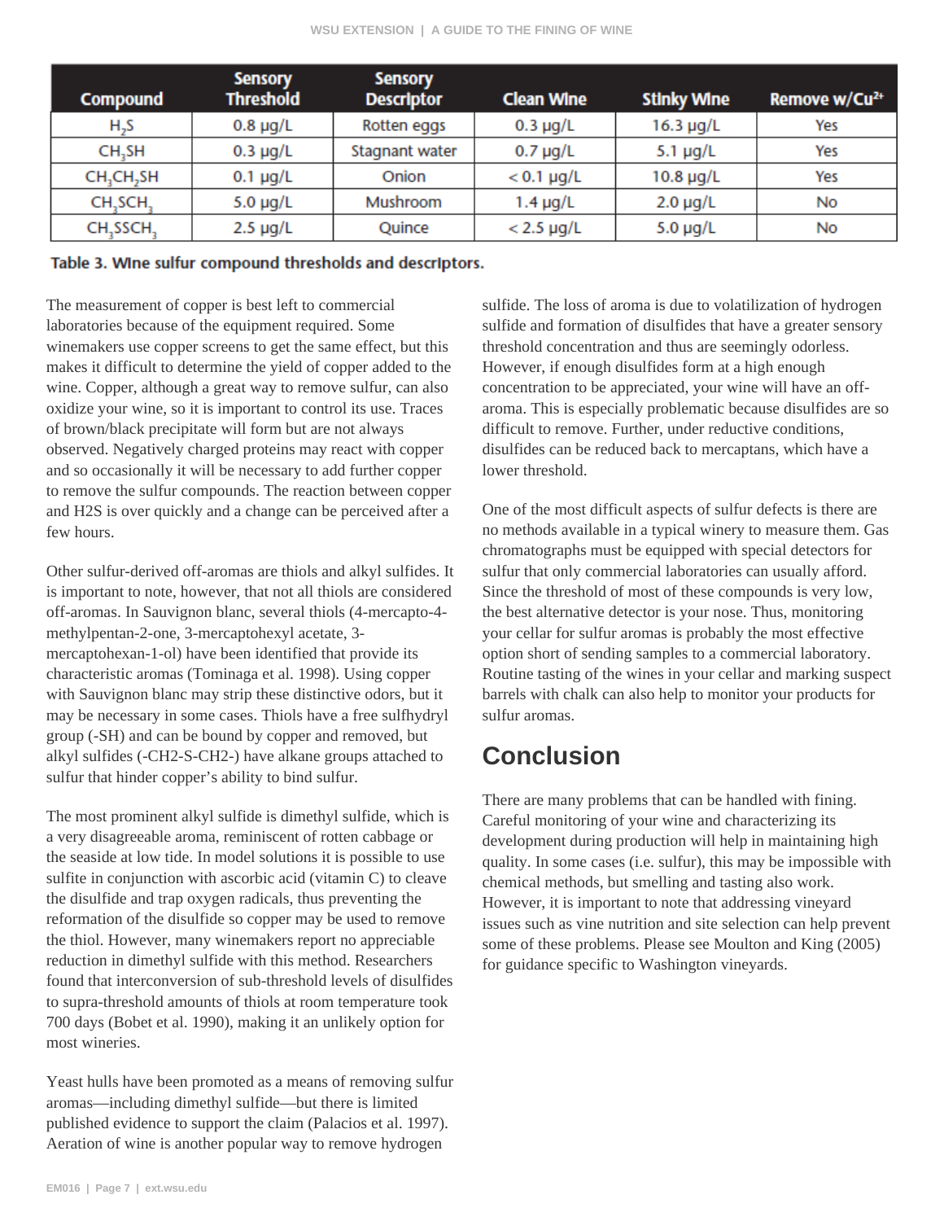| Compound | Sensory Threshold | Sensory Descriptor | Clean Wine | Stinky Wine | Remove w/$Cu^{2+}$ |
| --- | --- | --- | --- | --- | --- |
| $H_2S$ | 0.8 µg/L | Rotten eggs | 0.3 µg/L | 16.3 µg/L | Yes |
| $CH_3SH$ | 0.3 µg/L | Stagnant water | 0.7 µg/L | 5.1 µg/L | Yes |
| $CH_3CH_2SH$ | 0.1 µg/L | Onion | < 0.1 µg/L | 10.8 µg/L | Yes |
| $CH_3SCH_3$ | 5.0 µg/L | Mushroom | 1.4 µg/L | 2.0 µg/L | No |
| $CH_3SSCH_3$ | 2.5 µg/L | Quince | < 2.5 µg/L | 5.0 µg/L | No |

**Table 3. Wine sulfur compound thresholds and descriptors.**

The measurement of copper is best left to commercial laboratories because of the equipment required. Some winemakers use copper screens to get the same effect, but this makes it difficult to determine the yield of copper added to the wine. Copper, although a great way to remove sulfur, can also oxidize your wine, so it is important to control its use. Traces of brown/black precipitate will form but are not always observed. Negatively charged proteins may react with copper and so occasionally it will be necessary to add further copper to remove the sulfur compounds. The reaction between copper and H2S is over quickly and a change can be perceived after a few hours.

Other sulfur-derived off-aromas are thiols and alkyl sulfides. It is important to note, however, that not all thiols are considered off-aromas. In Sauvignon blanc, several thiols (4-mercapto-4-methylpentan-2-one, 3-mercaptohexyl acetate, 3-mercaptohexan-1-ol) have been identified that provide its characteristic aromas (Tominaga et al. 1998). Using copper with Sauvignon blanc may strip these distinctive odors, but it may be necessary in some cases. Thiols have a free sulfhydryl group (-SH) and can be bound by copper and removed, but alkyl sulfides (-CH2-S-CH2-) have alkane groups attached to sulfur that hinder copper's ability to bind sulfur.

The most prominent alkyl sulfide is dimethyl sulfide, which is a very disagreeable aroma, reminiscent of rotten cabbage or the seaside at low tide. In model solutions it is possible to use sulfite in conjunction with ascorbic acid (vitamin C) to cleave the disulfide and trap oxygen radicals, thus preventing the reformation of the disulfide so copper may be used to remove the thiol. However, many winemakers report no appreciable reduction in dimethyl sulfide with this method. Researchers found that interconversion of sub-threshold levels of disulfides to supra-threshold amounts of thiols at room temperature took 700 days (Bobet et al. 1990), making it an unlikely option for most wineries.

Yeast hulls have been promoted as a means of removing sulfur aromas—including dimethyl sulfide—but there is limited published evidence to support the claim (Palacios et al. 1997). Aeration of wine is another popular way to remove hydrogen sulfide. The loss of aroma is due to volatilization of hydrogen sulfide and formation of disulfides that have a greater sensory threshold concentration and thus are seemingly odorless. However, if enough disulfides form at a high enough concentration to be appreciated, your wine will have an off-aroma. This is especially problematic because disulfides are so difficult to remove. Further, under reductive conditions, disulfides can be reduced back to mercaptans, which have a lower threshold.

One of the most difficult aspects of sulfur defects is there are no methods available in a typical winery to measure them. Gas chromatographs must be equipped with special detectors for sulfur that only commercial laboratories can usually afford. Since the threshold of most of these compounds is very low, the best alternative detector is your nose. Thus, monitoring your cellar for sulfur aromas is probably the most effective option short of sending samples to a commercial laboratory. Routine tasting of the wines in your cellar and marking suspect barrels with chalk can also help to monitor your products for sulfur aromas.

## Conclusion

There are many problems that can be handled with fining. Careful monitoring of your wine and characterizing its development during production will help in maintaining high quality. In some cases (i.e. sulfur), this may be impossible with chemical methods, but smelling and tasting also work. However, it is important to note that addressing vineyard issues such as vine nutrition and site selection can help prevent some of these problems. Please see Moulton and King (2005) for guidance specific to Washington vineyards.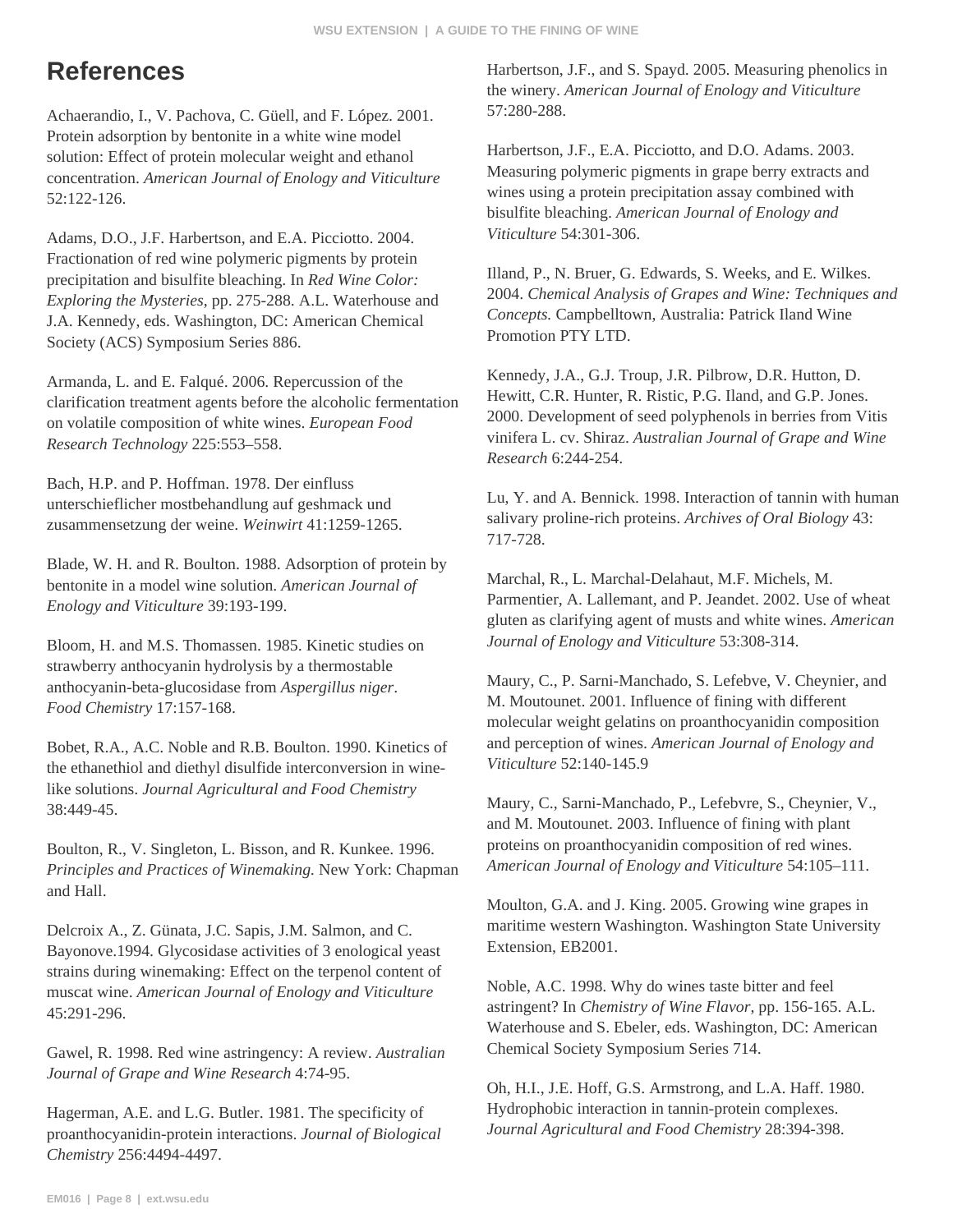# References

Achaerandio, I., V. Pachova, C. Güell, and F. López. 2001. Protein adsorption by bentonite in a white wine model solution: Effect of protein molecular weight and ethanol concentration. *American Journal of Enology and Viticulture* 52:122-126.

Adams, D.O., J.F. Harbertson, and E.A. Picciotto. 2004. Fractionation of red wine polymeric pigments by protein precipitation and bisulfite bleaching. In *Red Wine Color: Exploring the Mysteries*, pp. 275-288. A.L. Waterhouse and J.A. Kennedy, eds. Washington, DC: American Chemical Society (ACS) Symposium Series 886.

Armanda, L. and E. Falqué. 2006. Repercussion of the clarification treatment agents before the alcoholic fermentation on volatile composition of white wines. *European Food Research Technology* 225:553–558.

Bach, H.P. and P. Hoffman. 1978. Der einfluss unterschieflicher mostbehandlung auf geshmack und zusammensetzung der weine. *Weinwirt* 41:1259-1265.

Blade, W. H. and R. Boulton. 1988. Adsorption of protein by bentonite in a model wine solution. *American Journal of Enology and Viticulture* 39:193-199.

Bloom, H. and M.S. Thomassen. 1985. Kinetic studies on strawberry anthocyanin hydrolysis by a thermostable anthocyanin-beta-glucosidase from *Aspergillus niger*. *Food Chemistry* 17:157-168.

Bobet, R.A., A.C. Noble and R.B. Boulton. 1990. Kinetics of the ethanethiol and diethyl disulfide interconversion in wine-like solutions. *Journal Agricultural and Food Chemistry* 38:449-45.

Boulton, R., V. Singleton, L. Bisson, and R. Kunkee. 1996. *Principles and Practices of Winemaking.* New York: Chapman and Hall.

Delcroix A., Z. Günata, J.C. Sapis, J.M. Salmon, and C. Bayonove.1994. Glycosidase activities of 3 enological yeast strains during winemaking: Effect on the terpenol content of muscat wine. *American Journal of Enology and Viticulture* 45:291-296.

Gawel, R. 1998. Red wine astringency: A review. *Australian Journal of Grape and Wine Research* 4:74-95.

Hagerman, A.E. and L.G. Butler. 1981. The specificity of proanthocyanidin-protein interactions. *Journal of Biological Chemistry* 256:4494-4497.

Harbertson, J.F., and S. Spayd. 2005. Measuring phenolics in the winery. *American Journal of Enology and Viticulture* 57:280-288.

Harbertson, J.F., E.A. Picciotto, and D.O. Adams. 2003. Measuring polymeric pigments in grape berry extracts and wines using a protein precipitation assay combined with bisulfite bleaching. *American Journal of Enology and Viticulture* 54:301-306.

Illand, P., N. Bruer, G. Edwards, S. Weeks, and E. Wilkes. 2004. *Chemical Analysis of Grapes and Wine: Techniques and Concepts.* Campbelltown, Australia: Patrick Iland Wine Promotion PTY LTD.

Kennedy, J.A., G.J. Troup, J.R. Pilbrow, D.R. Hutton, D. Hewitt, C.R. Hunter, R. Ristic, P.G. Iland, and G.P. Jones. 2000. Development of seed polyphenols in berries from Vitis vinifera L. cv. Shiraz. *Australian Journal of Grape and Wine Research* 6:244-254.

Lu, Y. and A. Bennick. 1998. Interaction of tannin with human salivary proline-rich proteins. *Archives of Oral Biology* 43: 717-728.

Marchal, R., L. Marchal-Delahaut, M.F. Michels, M. Parmentier, A. Lallemant, and P. Jeandet. 2002. Use of wheat gluten as clarifying agent of musts and white wines. *American Journal of Enology and Viticulture* 53:308-314.

Maury, C., P. Sarni-Manchado, S. Lefebve, V. Cheynier, and M. Moutounet. 2001. Influence of fining with different molecular weight gelatins on proanthocyanidin composition and perception of wines. *American Journal of Enology and Viticulture* 52:140-145.9

Maury, C., Sarni-Manchado, P., Lefebvre, S., Cheynier, V., and M. Moutounet. 2003. Influence of fining with plant proteins on proanthocyanidin composition of red wines. *American Journal of Enology and Viticulture* 54:105–111.

Moulton, G.A. and J. King. 2005. Growing wine grapes in maritime western Washington. Washington State University Extension, EB2001.

Noble, A.C. 1998. Why do wines taste bitter and feel astringent? In *Chemistry of Wine Flavor*, pp. 156-165. A.L. Waterhouse and S. Ebeler, eds. Washington, DC: American Chemical Society Symposium Series 714.

Oh, H.I., J.E. Hoff, G.S. Armstrong, and L.A. Haff. 1980. Hydrophobic interaction in tannin-protein complexes. *Journal Agricultural and Food Chemistry* 28:394-398.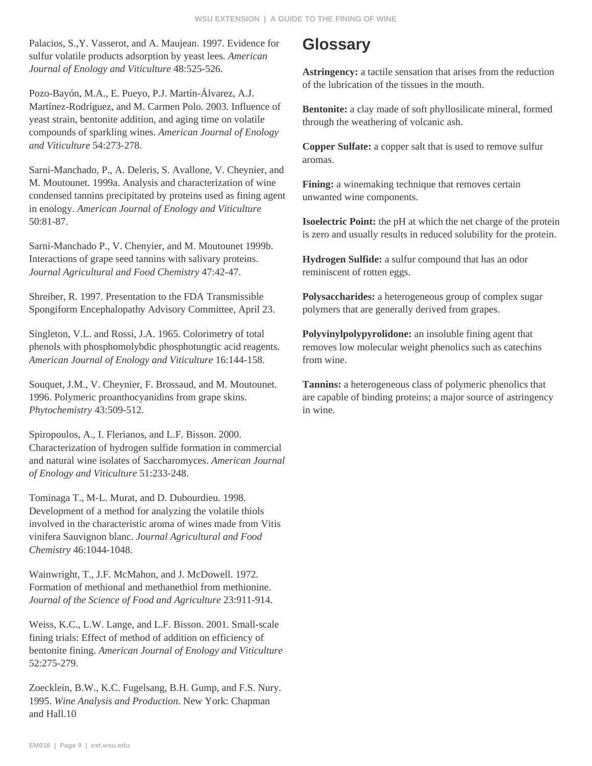Palacios, S.,Y. Vasserot, and A. Maujean. 1997. Evidence for sulfur volatile products adsorption by yeast lees. *American Journal of Enology and Viticulture* 48:525-526.

Pozo-Bayón, M.A., E. Pueyo, P.J. Martín-Álvarez, A.J. Martínez-Rodríguez, and M. Carmen Polo. 2003. Influence of yeast strain, bentonite addition, and aging time on volatile compounds of sparkling wines. *American Journal of Enology and Viticulture* 54:273-278.

Sarni-Manchado, P., A. Deleris, S. Avallone, V. Cheynier, and M. Moutounet. 1999a. Analysis and characterization of wine condensed tannins precipitated by proteins used as fining agent in enology. *American Journal of Enology and Viticulture* 50:81-87.

Sarni-Manchado P., V. Chenyier, and M. Moutounet 1999b. Interactions of grape seed tannins with salivary proteins. *Journal Agricultural and Food Chemistry* 47:42-47.

Shreiber, R. 1997. Presentation to the FDA Transmissible Spongiform Encephalopathy Advisory Committee, April 23.

Singleton, V.L. and Rossi, J.A. 1965. Colorimetry of total phenols with phosphomolybdic phosphotungtic acid reagents. *American Journal of Enology and Viticulture* 16:144-158.

Souquet, J.M., V. Cheynier, F. Brossaud, and M. Moutounet. 1996. Polymeric proanthocyanidins from grape skins. *Phytochemistry* 43:509-512.

Spiropoulos, A., I. Flerianos, and L.F. Bisson. 2000. Characterization of hydrogen sulfide formation in commercial and natural wine isolates of Saccharomyces. *American Journal of Enology and Viticulture* 51:233-248.

Tominaga T., M-L. Murat, and D. Dubourdieu. 1998. Development of a method for analyzing the volatile thiols involved in the characteristic aroma of wines made from Vitis vinifera Sauvignon blanc. *Journal Agricultural and Food Chemistry* 46:1044-1048.

Wainwright, T., J.F. McMahon, and J. McDowell. 1972. Formation of methional and methanethiol from methionine. *Journal of the Science of Food and Agriculture* 23:911-914.

Weiss, K.C., L.W. Lange, and L.F. Bisson. 2001. Small-scale fining trials: Effect of method of addition on efficiency of bentonite fining. *American Journal of Enology and Viticulture* 52:275-279.

Zoecklein, B.W., K.C. Fugelsang, B.H. Gump, and F.S. Nury. 1995. *Wine Analysis and Production*. New York: Chapman and Hall.10

## Glossary

**Astringency:** a tactile sensation that arises from the reduction of the lubrication of the tissues in the mouth.

**Bentonite:** a clay made of soft phyllosilicate mineral, formed through the weathering of volcanic ash.

**Copper Sulfate:** a copper salt that is used to remove sulfur aromas.

**Fining:** a winemaking technique that removes certain unwanted wine components.

**Isoelectric Point:** the pH at which the net charge of the protein is zero and usually results in reduced solubility for the protein.

**Hydrogen Sulfide:** a sulfur compound that has an odor reminiscent of rotten eggs.

**Polysaccharides:** a heterogeneous group of complex sugar polymers that are generally derived from grapes.

**Polyvinylpolypyrolidone:** an insoluble fining agent that removes low molecular weight phenolics such as catechins from wine.

**Tannins:** a heterogeneous class of polymeric phenolics that are capable of binding proteins; a major source of astringency in wine.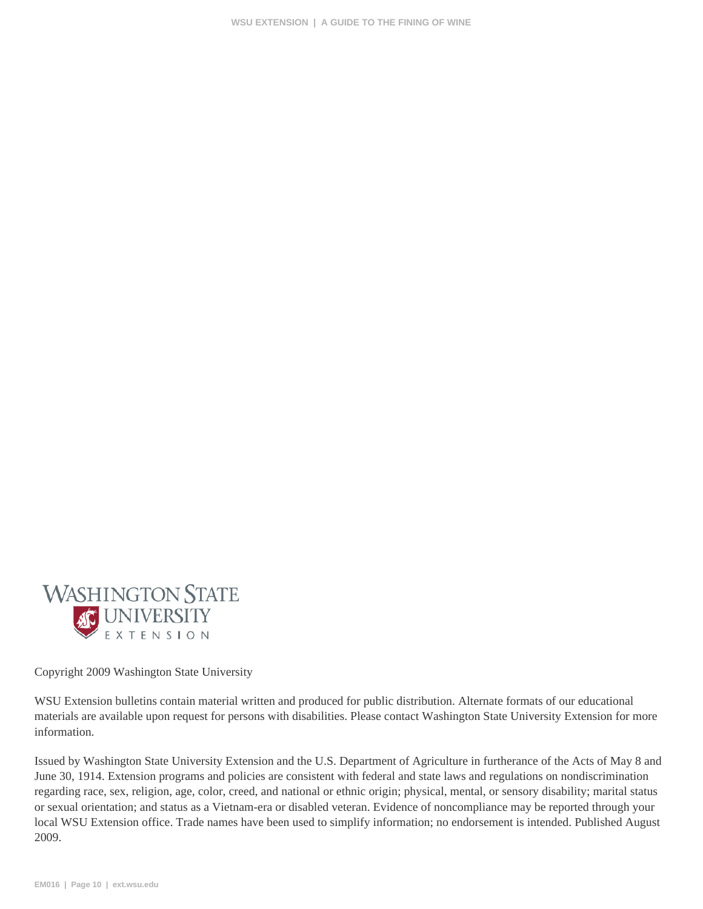Copyright 2009 Washington State University

WSU Extension bulletins contain material written and produced for public distribution. Alternate formats of our educational materials are available upon request for persons with disabilities. Please contact Washington State University Extension for more information.

Issued by Washington State University Extension and the U.S. Department of Agriculture in furtherance of the Acts of May 8 and June 30, 1914. Extension programs and policies are consistent with federal and state laws and regulations on nondiscrimination regarding race, sex, religion, age, color, creed, and national or ethnic origin; physical, mental, or sensory disability; marital status or sexual orientation; and status as a Vietnam-era or disabled veteran. Evidence of noncompliance may be reported through your local WSU Extension office. Trade names have been used to simplify information; no endorsement is intended. Published August 2009.